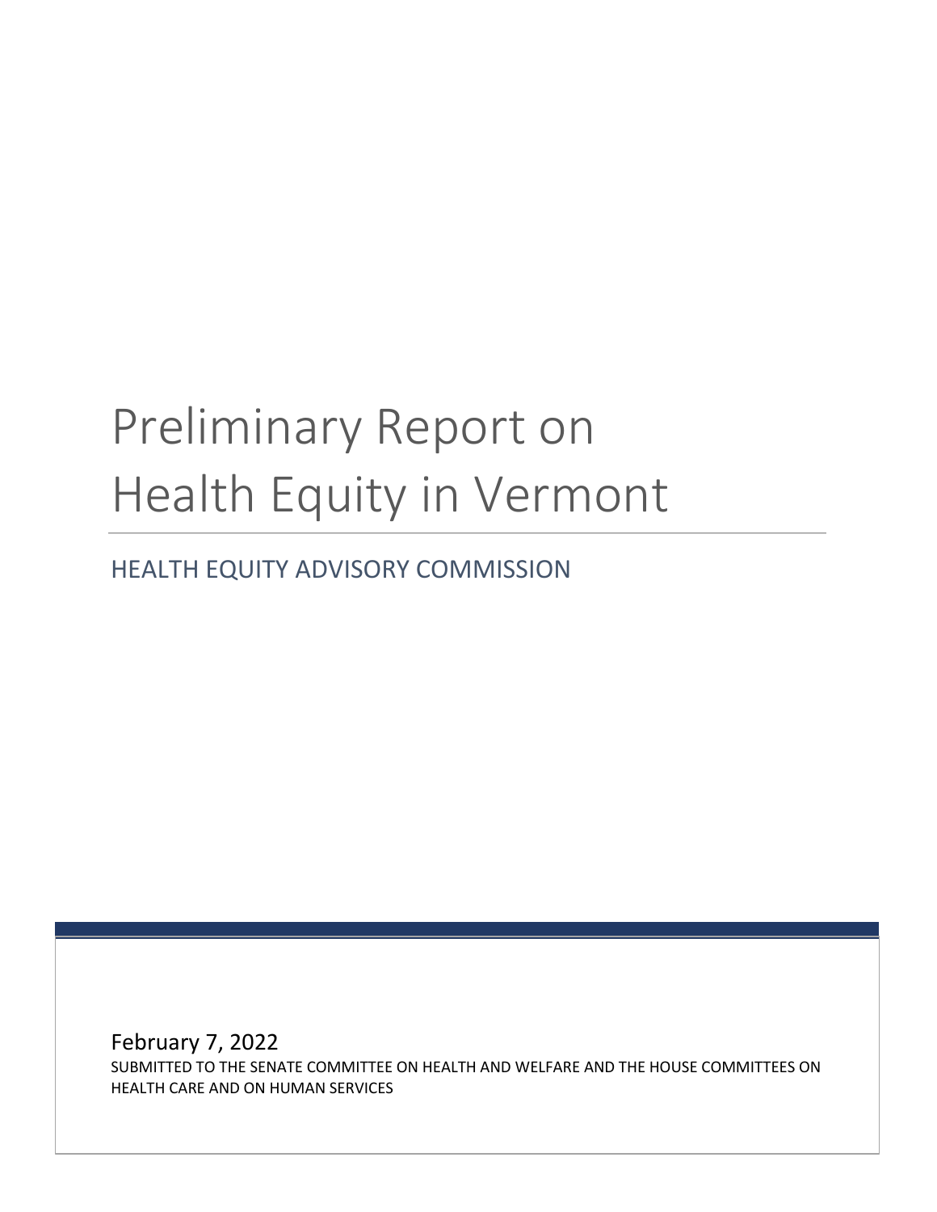# Preliminary Report on Health Equity in Vermont

## HEALTH EQUITY ADVISORY COMMISSION

February 7, 2022

SUBMITTED TO THE SENATE COMMITTEE ON HEALTH AND WELFARE AND THE HOUSE COMMITTEES ON HEALTH CARE AND ON HUMAN SERVICES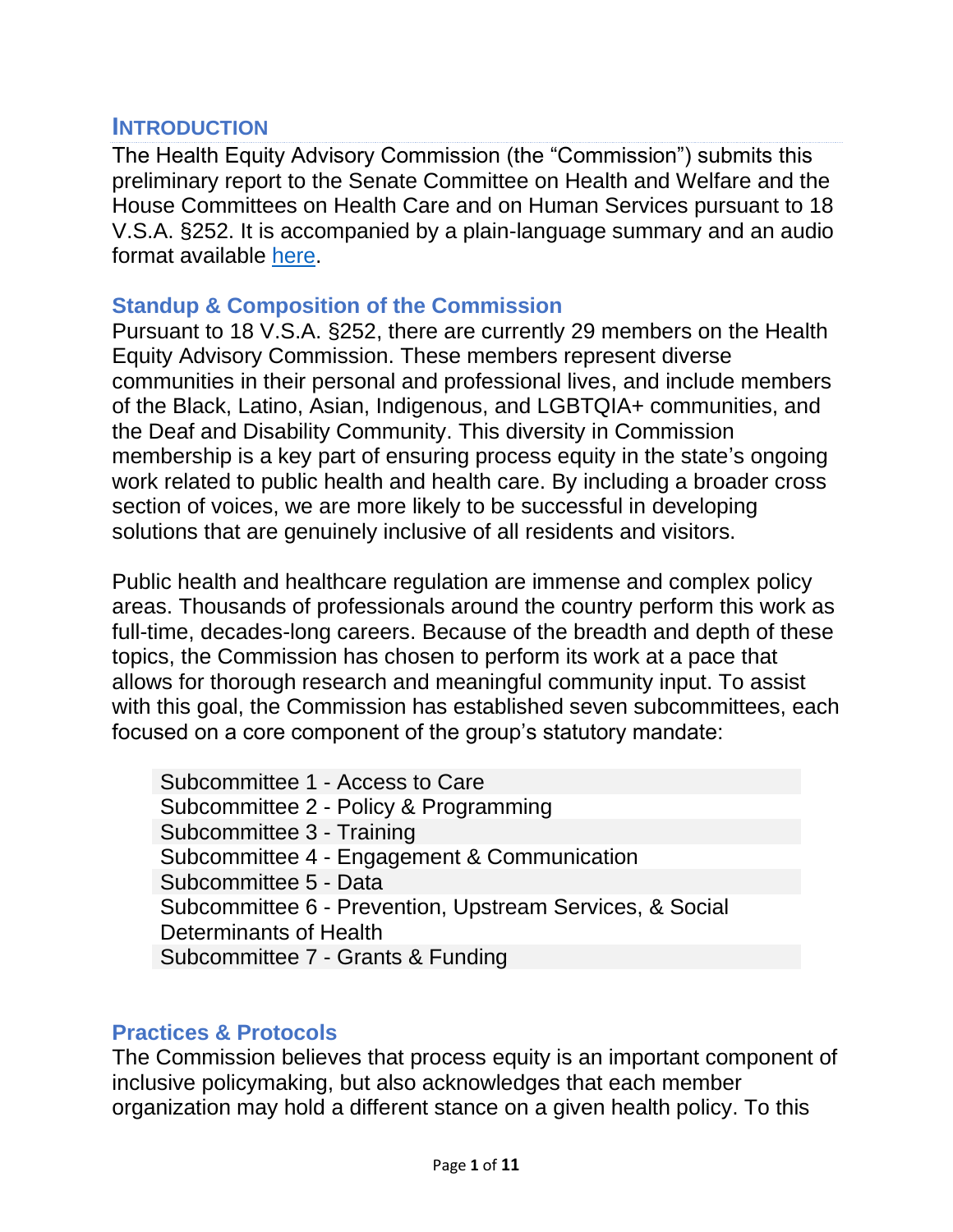## INTRODUCTION

The Health Equity Advisory Commission (the "Commission") submits this preliminary report to the Senate Committee on Health and Welfare and the House Committees on Health Care and on Human Services pursuant to 18 V.S.A. §252. It is accompanied by a plain-language summary and an audio format available [here](#).

### Standup & Composition of the Commission

Pursuant to 18 V.S.A. §252, there are currently 29 members on the Health Equity Advisory Commission. These members represent diverse communities in their personal and professional lives, and include members of the Black, Latino, Asian, Indigenous, and LGBTQIA+ communities, and the Deaf and Disability Community. This diversity in Commission membership is a key part of ensuring process equity in the state's ongoing work related to public health and health care. By including a broader cross section of voices, we are more likely to be successful in developing solutions that are genuinely inclusive of all residents and visitors.

Public health and healthcare regulation are immense and complex policy areas. Thousands of professionals around the country perform this work as full-time, decades-long careers. Because of the breadth and depth of these topics, the Commission has chosen to perform its work at a pace that allows for thorough research and meaningful community input. To assist with this goal, the Commission has established seven subcommittees, each focused on a core component of the group's statutory mandate:

- Subcommittee 1 - Access to Care
- Subcommittee 2 - Policy & Programming
- Subcommittee 3 - Training
- Subcommittee 4 - Engagement & Communication
- Subcommittee 5 - Data
- Subcommittee 6 - Prevention, Upstream Services, & Social Determinants of Health
- Subcommittee 7 - Grants & Funding

### Practices & Protocols

The Commission believes that process equity is an important component of inclusive policymaking, but also acknowledges that each member organization may hold a different stance on a given health policy. To this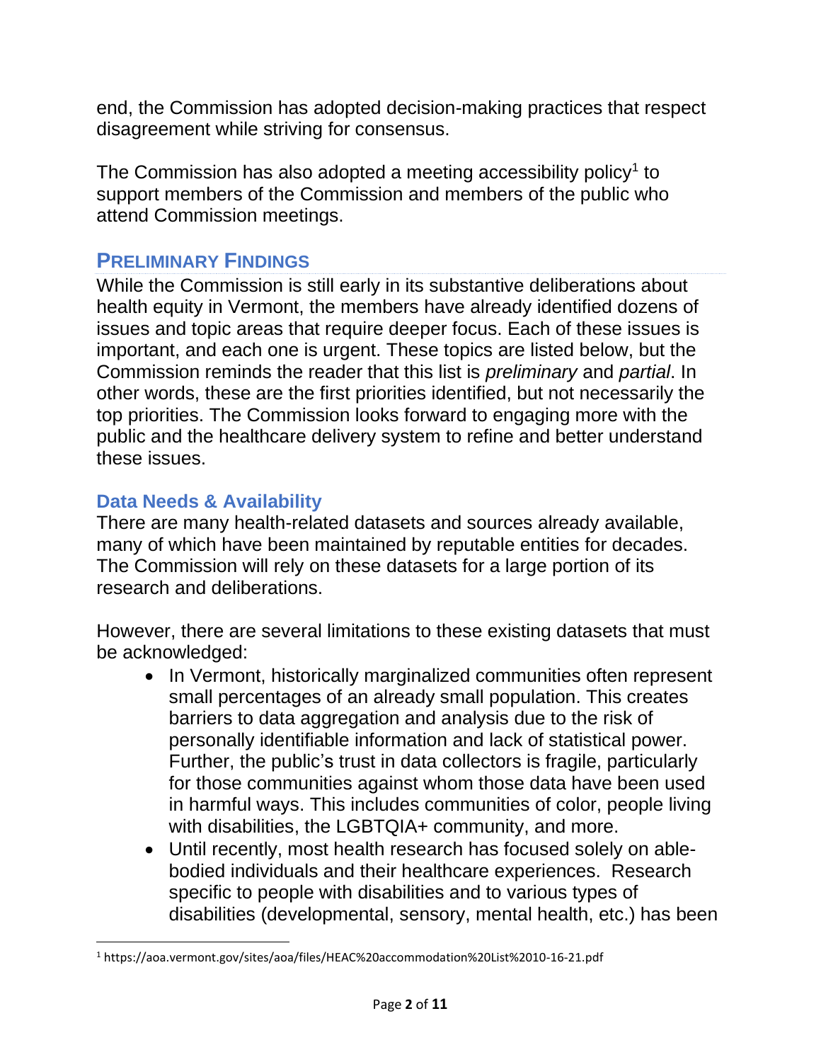end, the Commission has adopted decision-making practices that respect disagreement while striving for consensus.

The Commission has also adopted a meeting accessibility policy[1] to support members of the Commission and members of the public who attend Commission meetings.

## Preliminary Findings

While the Commission is still early in its substantive deliberations about health equity in Vermont, the members have already identified dozens of issues and topic areas that require deeper focus. Each of these issues is important, and each one is urgent. These topics are listed below, but the Commission reminds the reader that this list is *preliminary* and *partial*. In other words, these are the first priorities identified, but not necessarily the top priorities. The Commission looks forward to engaging more with the public and the healthcare delivery system to refine and better understand these issues.

### Data Needs & Availability

There are many health-related datasets and sources already available, many of which have been maintained by reputable entities for decades. The Commission will rely on these datasets for a large portion of its research and deliberations.

However, there are several limitations to these existing datasets that must be acknowledged:

- In Vermont, historically marginalized communities often represent small percentages of an already small population. This creates barriers to data aggregation and analysis due to the risk of personally identifiable information and lack of statistical power. Further, the public's trust in data collectors is fragile, particularly for those communities against whom those data have been used in harmful ways. This includes communities of color, people living with disabilities, the LGBTQIA+ community, and more.
- Until recently, most health research has focused solely on able-bodied individuals and their healthcare experiences. Research specific to people with disabilities and to various types of disabilities (developmental, sensory, mental health, etc.) has been

[1] https://aoa.vermont.gov/sites/aoa/files/HEAC%20accommodation%20List%2010-16-21.pdf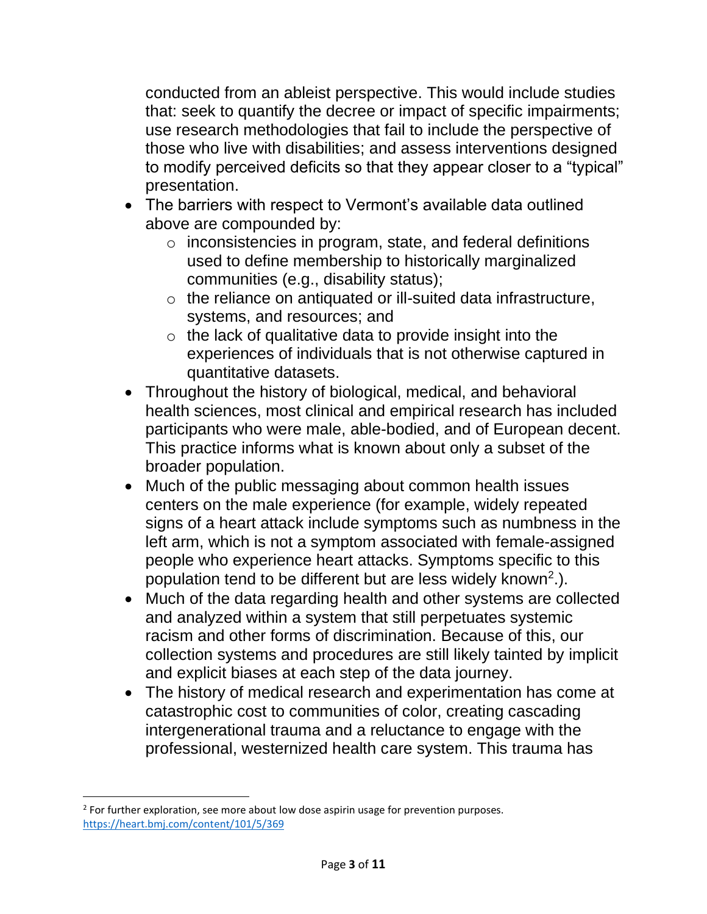conducted from an ableist perspective. This would include studies that: seek to quantify the decree or impact of specific impairments; use research methodologies that fail to include the perspective of those who live with disabilities; and assess interventions designed to modify perceived deficits so that they appear closer to a "typical" presentation.

- The barriers with respect to Vermont's available data outlined above are compounded by:
  - inconsistencies in program, state, and federal definitions used to define membership to historically marginalized communities (e.g., disability status);
  - the reliance on antiquated or ill-suited data infrastructure, systems, and resources; and
  - the lack of qualitative data to provide insight into the experiences of individuals that is not otherwise captured in quantitative datasets.
- Throughout the history of biological, medical, and behavioral health sciences, most clinical and empirical research has included participants who were male, able-bodied, and of European decent. This practice informs what is known about only a subset of the broader population.
- Much of the public messaging about common health issues centers on the male experience (for example, widely repeated signs of a heart attack include symptoms such as numbness in the left arm, which is not a symptom associated with female-assigned people who experience heart attacks. Symptoms specific to this population tend to be different but are less widely known[2].).
- Much of the data regarding health and other systems are collected and analyzed within a system that still perpetuates systemic racism and other forms of discrimination. Because of this, our collection systems and procedures are still likely tainted by implicit and explicit biases at each step of the data journey.
- The history of medical research and experimentation has come at catastrophic cost to communities of color, creating cascading intergenerational trauma and a reluctance to engage with the professional, westernized health care system. This trauma has

---

[2] For further exploration, see more about low dose aspirin usage for prevention purposes. https://heart.bmj.com/content/101/5/369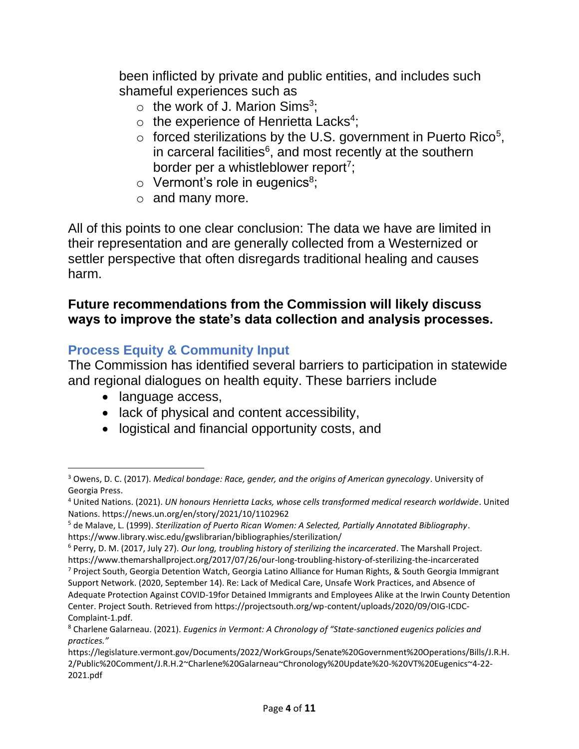been inflicted by private and public entities, and includes such shameful experiences such as

- the work of J. Marion Sims[3];
- the experience of Henrietta Lacks[4];
- forced sterilizations by the U.S. government in Puerto Rico[5], in carceral facilities[6], and most recently at the southern border per a whistleblower report[7];
- Vermont's role in eugenics[8];
- and many more.

All of this points to one clear conclusion: The data we have are limited in their representation and are generally collected from a Westernized or settler perspective that often disregards traditional healing and causes harm.

**Future recommendations from the Commission will likely discuss ways to improve the state's data collection and analysis processes.**

## Process Equity & Community Input

The Commission has identified several barriers to participation in statewide and regional dialogues on health equity. These barriers include

- language access,
- lack of physical and content accessibility,
- logistical and financial opportunity costs, and

---

[3] Owens, D. C. (2017). *Medical bondage: Race, gender, and the origins of American gynecology*. University of Georgia Press.

[4] United Nations. (2021). *UN honours Henrietta Lacks, whose cells transformed medical research worldwide*. United Nations. https://news.un.org/en/story/2021/10/1102962

[5] de Malave, L. (1999). *Sterilization of Puerto Rican Women: A Selected, Partially Annotated Bibliography*. https://www.library.wisc.edu/gwslibrarian/bibliographies/sterilization/

[6] Perry, D. M. (2017, July 27). *Our long, troubling history of sterilizing the incarcerated*. The Marshall Project. https://www.themarshallproject.org/2017/07/26/our-long-troubling-history-of-sterilizing-the-incarcerated

[7] Project South, Georgia Detention Watch, Georgia Latino Alliance for Human Rights, & South Georgia Immigrant Support Network. (2020, September 14). Re: Lack of Medical Care, Unsafe Work Practices, and Absence of Adequate Protection Against COVID-19for Detained Immigrants and Employees Alike at the Irwin County Detention Center. Project South. Retrieved from https://projectsouth.org/wp-content/uploads/2020/09/OIG-ICDC-Complaint-1.pdf.

[8] Charlene Galarneau. (2021). *Eugenics in Vermont: A Chronology of "State-sanctioned eugenics policies and practices."* https://legislature.vermont.gov/Documents/2022/WorkGroups/Senate%20Government%20Operations/Bills/J.R.H.2/Public%20Comment/J.R.H.2~Charlene%20Galarneau~Chronology%20Update%20-%20VT%20Eugenics~4-22-2021.pdf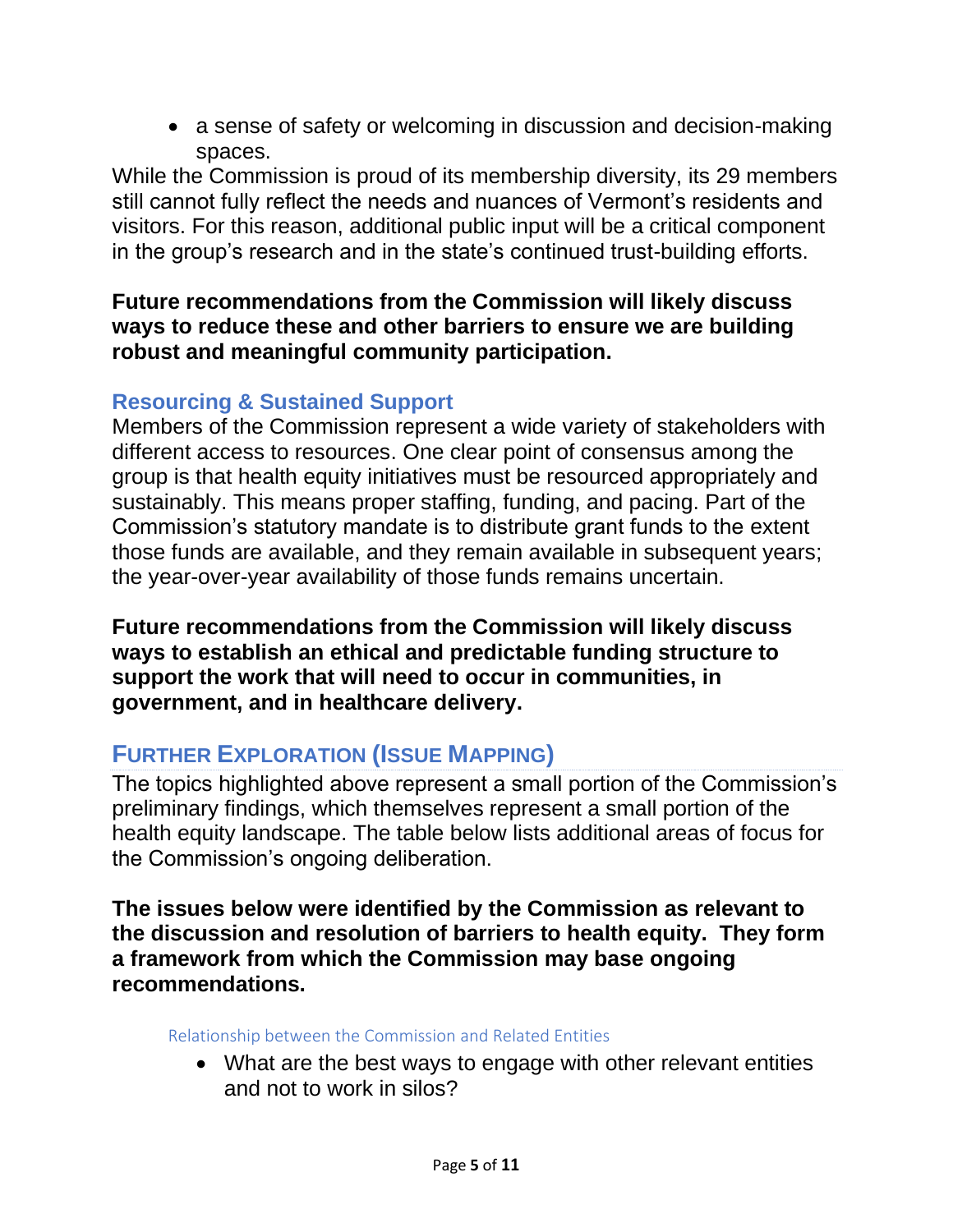- a sense of safety or welcoming in discussion and decision-making spaces.

While the Commission is proud of its membership diversity, its 29 members still cannot fully reflect the needs and nuances of Vermont's residents and visitors. For this reason, additional public input will be a critical component in the group's research and in the state's continued trust-building efforts.

**Future recommendations from the Commission will likely discuss ways to reduce these and other barriers to ensure we are building robust and meaningful community participation.**

### Resourcing & Sustained Support

Members of the Commission represent a wide variety of stakeholders with different access to resources. One clear point of consensus among the group is that health equity initiatives must be resourced appropriately and sustainably. This means proper staffing, funding, and pacing. Part of the Commission's statutory mandate is to distribute grant funds to the extent those funds are available, and they remain available in subsequent years; the year-over-year availability of those funds remains uncertain.

**Future recommendations from the Commission will likely discuss ways to establish an ethical and predictable funding structure to support the work that will need to occur in communities, in government, and in healthcare delivery.**

## Further Exploration (Issue Mapping)

The topics highlighted above represent a small portion of the Commission's preliminary findings, which themselves represent a small portion of the health equity landscape. The table below lists additional areas of focus for the Commission's ongoing deliberation.

**The issues below were identified by the Commission as relevant to the discussion and resolution of barriers to health equity. They form a framework from which the Commission may base ongoing recommendations.**

#### Relationship between the Commission and Related Entities

- What are the best ways to engage with other relevant entities and not to work in silos?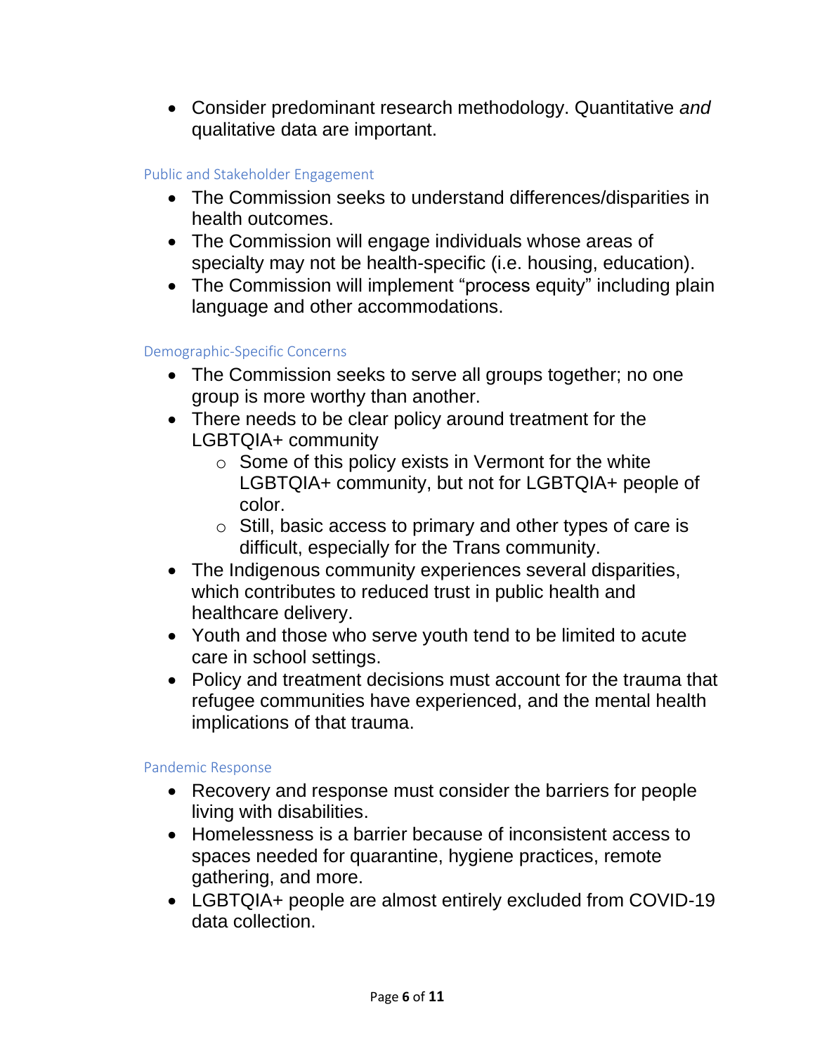- Consider predominant research methodology. Quantitative *and* qualitative data are important.

### Public and Stakeholder Engagement

- The Commission seeks to understand differences/disparities in health outcomes.
- The Commission will engage individuals whose areas of specialty may not be health-specific (i.e. housing, education).
- The Commission will implement "process equity" including plain language and other accommodations.

### Demographic-Specific Concerns

- The Commission seeks to serve all groups together; no one group is more worthy than another.
- There needs to be clear policy around treatment for the LGBTQIA+ community
  - Some of this policy exists in Vermont for the white LGBTQIA+ community, but not for LGBTQIA+ people of color.
  - Still, basic access to primary and other types of care is difficult, especially for the Trans community.
- The Indigenous community experiences several disparities, which contributes to reduced trust in public health and healthcare delivery.
- Youth and those who serve youth tend to be limited to acute care in school settings.
- Policy and treatment decisions must account for the trauma that refugee communities have experienced, and the mental health implications of that trauma.

### Pandemic Response

- Recovery and response must consider the barriers for people living with disabilities.
- Homelessness is a barrier because of inconsistent access to spaces needed for quarantine, hygiene practices, remote gathering, and more.
- LGBTQIA+ people are almost entirely excluded from COVID-19 data collection.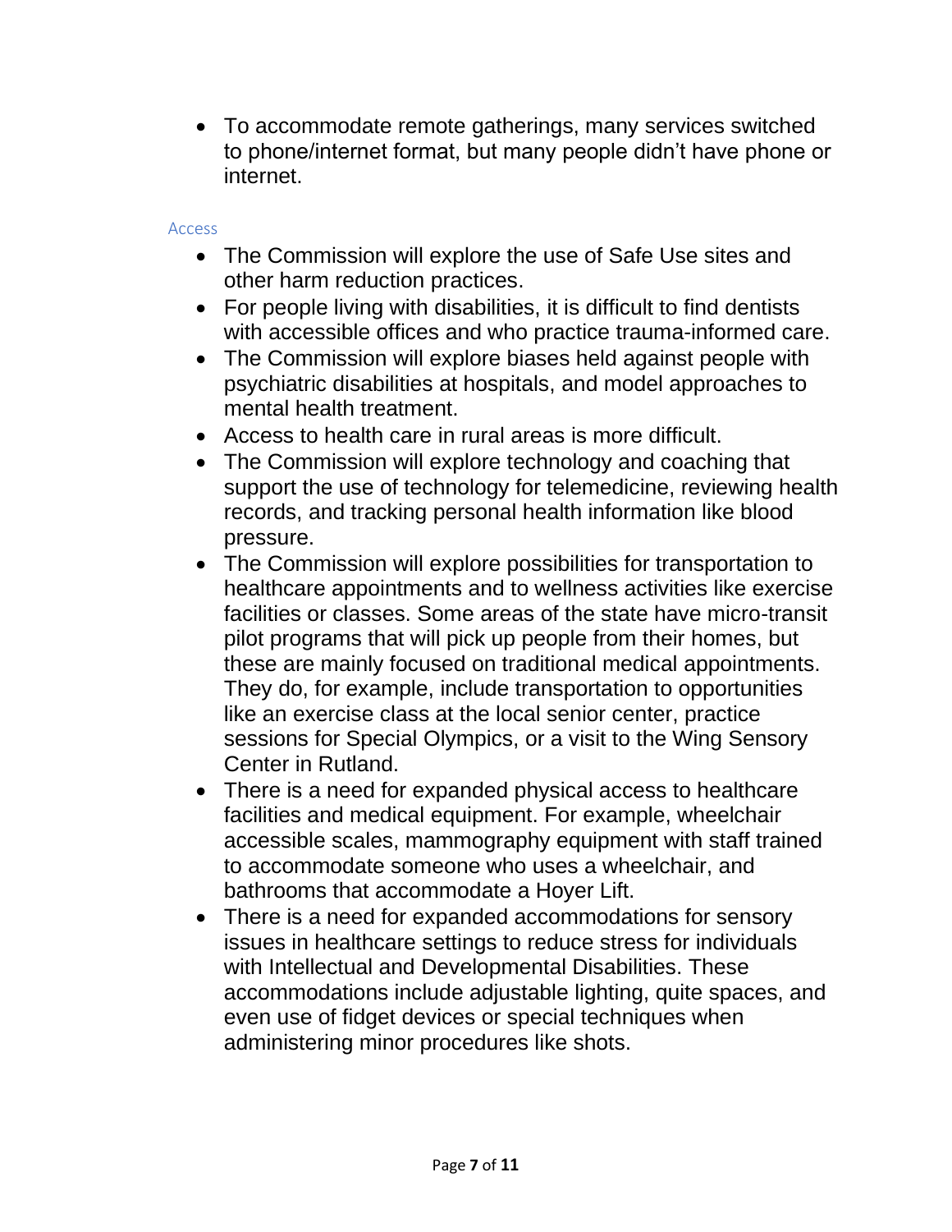- To accommodate remote gatherings, many services switched to phone/internet format, but many people didn't have phone or internet.

### Access

- The Commission will explore the use of Safe Use sites and other harm reduction practices.
- For people living with disabilities, it is difficult to find dentists with accessible offices and who practice trauma-informed care.
- The Commission will explore biases held against people with psychiatric disabilities at hospitals, and model approaches to mental health treatment.
- Access to health care in rural areas is more difficult.
- The Commission will explore technology and coaching that support the use of technology for telemedicine, reviewing health records, and tracking personal health information like blood pressure.
- The Commission will explore possibilities for transportation to healthcare appointments and to wellness activities like exercise facilities or classes. Some areas of the state have micro-transit pilot programs that will pick up people from their homes, but these are mainly focused on traditional medical appointments. They do, for example, include transportation to opportunities like an exercise class at the local senior center, practice sessions for Special Olympics, or a visit to the Wing Sensory Center in Rutland.
- There is a need for expanded physical access to healthcare facilities and medical equipment. For example, wheelchair accessible scales, mammography equipment with staff trained to accommodate someone who uses a wheelchair, and bathrooms that accommodate a Hoyer Lift.
- There is a need for expanded accommodations for sensory issues in healthcare settings to reduce stress for individuals with Intellectual and Developmental Disabilities. These accommodations include adjustable lighting, quite spaces, and even use of fidget devices or special techniques when administering minor procedures like shots.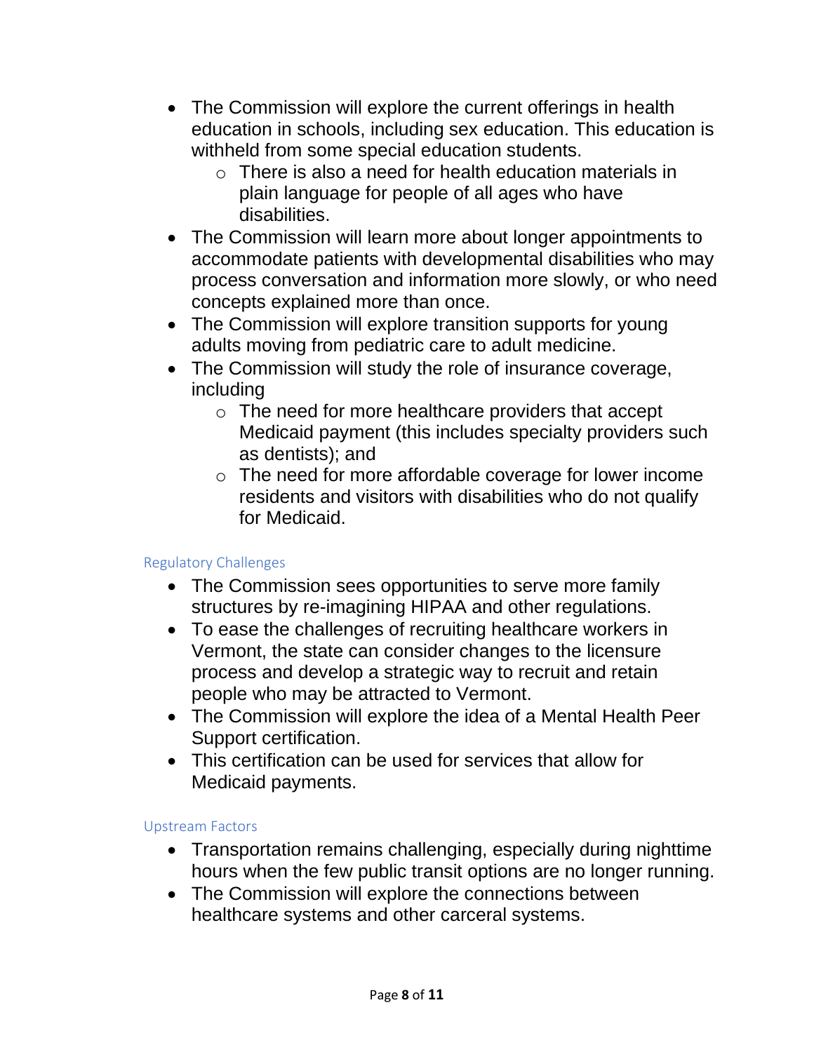- The Commission will explore the current offerings in health education in schools, including sex education. This education is withheld from some special education students.
    - There is also a need for health education materials in plain language for people of all ages who have disabilities.
- The Commission will learn more about longer appointments to accommodate patients with developmental disabilities who may process conversation and information more slowly, or who need concepts explained more than once.
- The Commission will explore transition supports for young adults moving from pediatric care to adult medicine.
- The Commission will study the role of insurance coverage, including
    - The need for more healthcare providers that accept Medicaid payment (this includes specialty providers such as dentists); and
    - The need for more affordable coverage for lower income residents and visitors with disabilities who do not qualify for Medicaid.

### Regulatory Challenges

- The Commission sees opportunities to serve more family structures by re-imagining HIPAA and other regulations.
- To ease the challenges of recruiting healthcare workers in Vermont, the state can consider changes to the licensure process and develop a strategic way to recruit and retain people who may be attracted to Vermont.
- The Commission will explore the idea of a Mental Health Peer Support certification.
- This certification can be used for services that allow for Medicaid payments.

### Upstream Factors

- Transportation remains challenging, especially during nighttime hours when the few public transit options are no longer running.
- The Commission will explore the connections between healthcare systems and other carceral systems.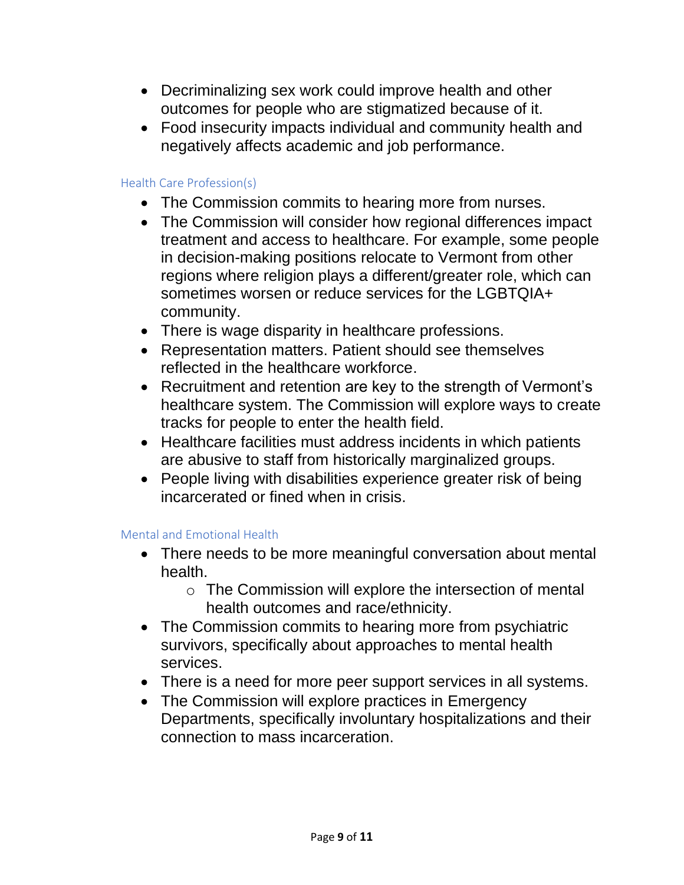- Decriminalizing sex work could improve health and other outcomes for people who are stigmatized because of it.
- Food insecurity impacts individual and community health and negatively affects academic and job performance.

### Health Care Profession(s)

- The Commission commits to hearing more from nurses.
- The Commission will consider how regional differences impact treatment and access to healthcare. For example, some people in decision-making positions relocate to Vermont from other regions where religion plays a different/greater role, which can sometimes worsen or reduce services for the LGBTQIA+ community.
- There is wage disparity in healthcare professions.
- Representation matters. Patient should see themselves reflected in the healthcare workforce.
- Recruitment and retention are key to the strength of Vermont's healthcare system. The Commission will explore ways to create tracks for people to enter the health field.
- Healthcare facilities must address incidents in which patients are abusive to staff from historically marginalized groups.
- People living with disabilities experience greater risk of being incarcerated or fined when in crisis.

### Mental and Emotional Health

- There needs to be more meaningful conversation about mental health.
  - The Commission will explore the intersection of mental health outcomes and race/ethnicity.
- The Commission commits to hearing more from psychiatric survivors, specifically about approaches to mental health services.
- There is a need for more peer support services in all systems.
- The Commission will explore practices in Emergency Departments, specifically involuntary hospitalizations and their connection to mass incarceration.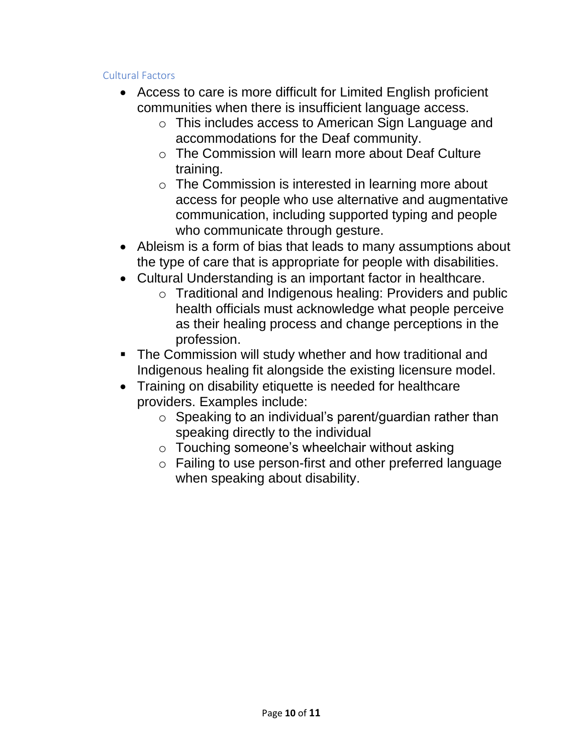### Cultural Factors

- Access to care is more difficult for Limited English proficient communities when there is insufficient language access.
  - This includes access to American Sign Language and accommodations for the Deaf community.
  - The Commission will learn more about Deaf Culture training.
  - The Commission is interested in learning more about access for people who use alternative and augmentative communication, including supported typing and people who communicate through gesture.
- Ableism is a form of bias that leads to many assumptions about the type of care that is appropriate for people with disabilities.
- Cultural Understanding is an important factor in healthcare.
  - Traditional and Indigenous healing: Providers and public health officials must acknowledge what people perceive as their healing process and change perceptions in the profession.
- The Commission will study whether and how traditional and Indigenous healing fit alongside the existing licensure model.
- Training on disability etiquette is needed for healthcare providers. Examples include:
  - Speaking to an individual's parent/guardian rather than speaking directly to the individual
  - Touching someone's wheelchair without asking
  - Failing to use person-first and other preferred language when speaking about disability.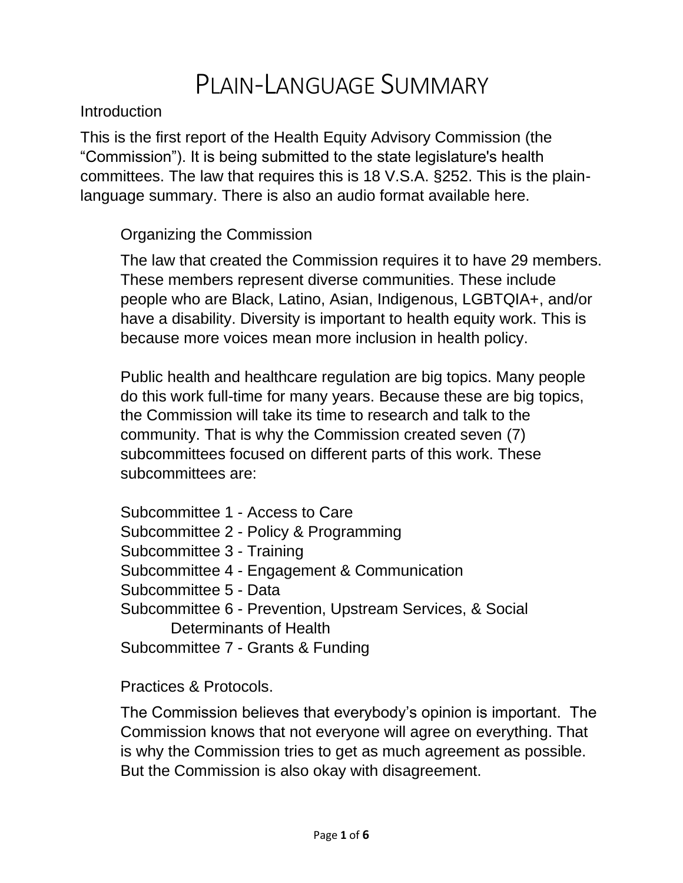# Plain-Language Summary

## Introduction

This is the first report of the Health Equity Advisory Commission (the "Commission"). It is being submitted to the state legislature's health committees. The law that requires this is 18 V.S.A. §252. This is the plain-language summary. There is also an audio format available here.

### Organizing the Commission

The law that created the Commission requires it to have 29 members. These members represent diverse communities. These include people who are Black, Latino, Asian, Indigenous, LGBTQIA+, and/or have a disability. Diversity is important to health equity work. This is because more voices mean more inclusion in health policy.

Public health and healthcare regulation are big topics. Many people do this work full-time for many years. Because these are big topics, the Commission will take its time to research and talk to the community. That is why the Commission created seven (7) subcommittees focused on different parts of this work. These subcommittees are:

- Subcommittee 1 - Access to Care
- Subcommittee 2 - Policy & Programming
- Subcommittee 3 - Training
- Subcommittee 4 - Engagement & Communication
- Subcommittee 5 - Data
- Subcommittee 6 - Prevention, Upstream Services, & Social Determinants of Health
- Subcommittee 7 - Grants & Funding

### Practices & Protocols.

The Commission believes that everybody's opinion is important. The Commission knows that not everyone will agree on everything. That is why the Commission tries to get as much agreement as possible. But the Commission is also okay with disagreement.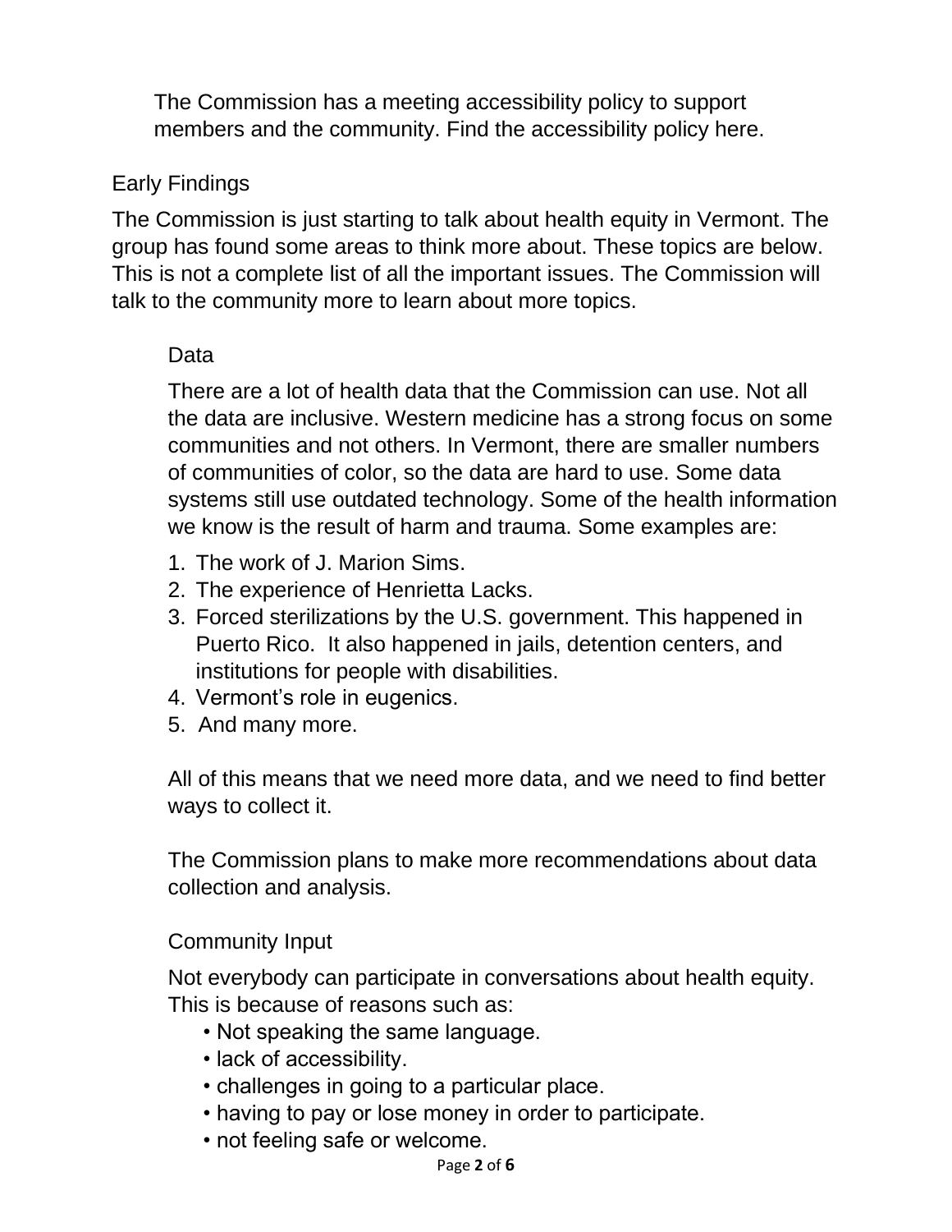The Commission has a meeting accessibility policy to support members and the community. Find the accessibility policy here.

## Early Findings

The Commission is just starting to talk about health equity in Vermont. The group has found some areas to think more about. These topics are below. This is not a complete list of all the important issues. The Commission will talk to the community more to learn about more topics.

### Data

There are a lot of health data that the Commission can use. Not all the data are inclusive. Western medicine has a strong focus on some communities and not others. In Vermont, there are smaller numbers of communities of color, so the data are hard to use. Some data systems still use outdated technology. Some of the health information we know is the result of harm and trauma. Some examples are:

1. The work of J. Marion Sims.
2. The experience of Henrietta Lacks.
3. Forced sterilizations by the U.S. government. This happened in Puerto Rico. It also happened in jails, detention centers, and institutions for people with disabilities.
4. Vermont's role in eugenics.
5. And many more.

All of this means that we need more data, and we need to find better ways to collect it.

The Commission plans to make more recommendations about data collection and analysis.

### Community Input

Not everybody can participate in conversations about health equity. This is because of reasons such as:

- Not speaking the same language.
- lack of accessibility.
- challenges in going to a particular place.
- having to pay or lose money in order to participate.
- not feeling safe or welcome.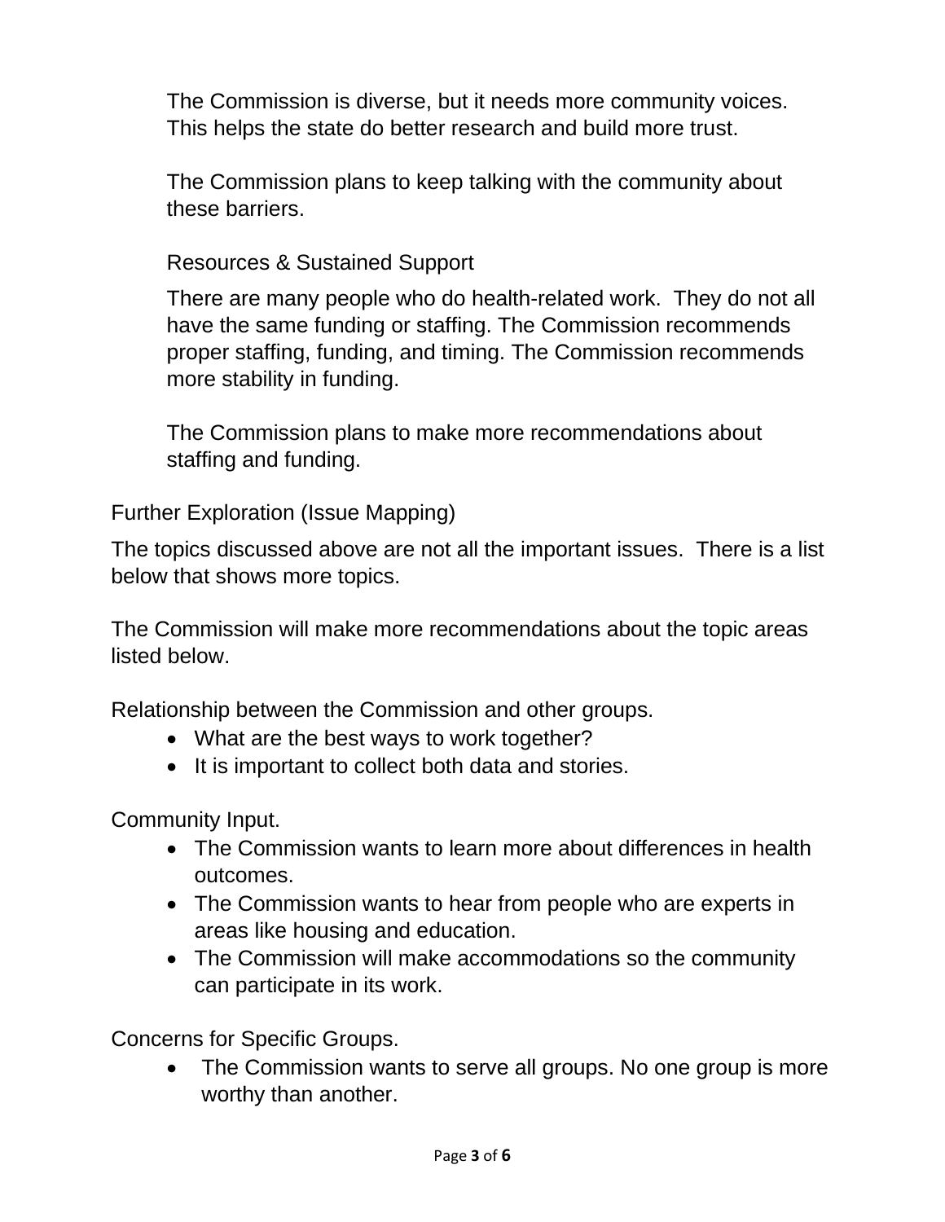The Commission is diverse, but it needs more community voices. This helps the state do better research and build more trust.

The Commission plans to keep talking with the community about these barriers.

### Resources & Sustained Support

There are many people who do health-related work. They do not all have the same funding or staffing. The Commission recommends proper staffing, funding, and timing. The Commission recommends more stability in funding.

The Commission plans to make more recommendations about staffing and funding.

## Further Exploration (Issue Mapping)

The topics discussed above are not all the important issues. There is a list below that shows more topics.

The Commission will make more recommendations about the topic areas listed below.

Relationship between the Commission and other groups.

- What are the best ways to work together?
- It is important to collect both data and stories.

Community Input.

- The Commission wants to learn more about differences in health outcomes.
- The Commission wants to hear from people who are experts in areas like housing and education.
- The Commission will make accommodations so the community can participate in its work.

Concerns for Specific Groups.

- The Commission wants to serve all groups. No one group is more worthy than another.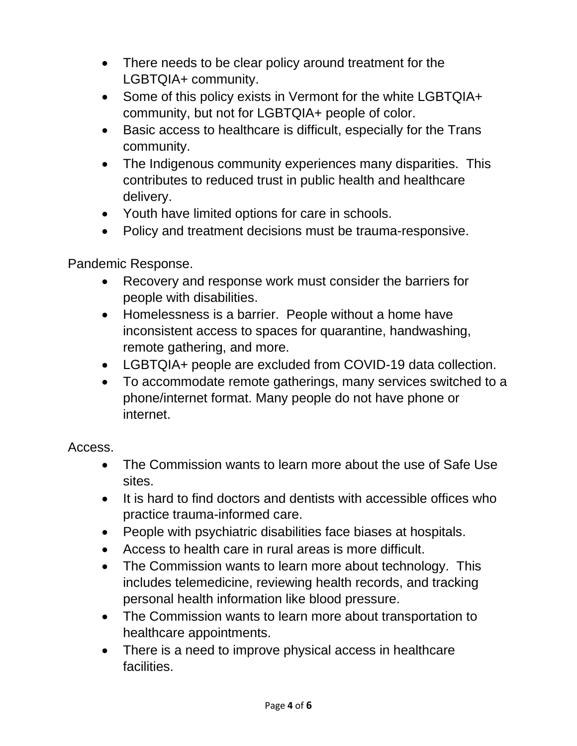- There needs to be clear policy around treatment for the LGBTQIA+ community.
- Some of this policy exists in Vermont for the white LGBTQIA+ community, but not for LGBTQIA+ people of color.
- Basic access to healthcare is difficult, especially for the Trans community.
- The Indigenous community experiences many disparities. This contributes to reduced trust in public health and healthcare delivery.
- Youth have limited options for care in schools.
- Policy and treatment decisions must be trauma-responsive.

Pandemic Response.

- Recovery and response work must consider the barriers for people with disabilities.
- Homelessness is a barrier. People without a home have inconsistent access to spaces for quarantine, handwashing, remote gathering, and more.
- LGBTQIA+ people are excluded from COVID-19 data collection.
- To accommodate remote gatherings, many services switched to a phone/internet format. Many people do not have phone or internet.

Access.

- The Commission wants to learn more about the use of Safe Use sites.
- It is hard to find doctors and dentists with accessible offices who practice trauma-informed care.
- People with psychiatric disabilities face biases at hospitals.
- Access to health care in rural areas is more difficult.
- The Commission wants to learn more about technology. This includes telemedicine, reviewing health records, and tracking personal health information like blood pressure.
- The Commission wants to learn more about transportation to healthcare appointments.
- There is a need to improve physical access in healthcare facilities.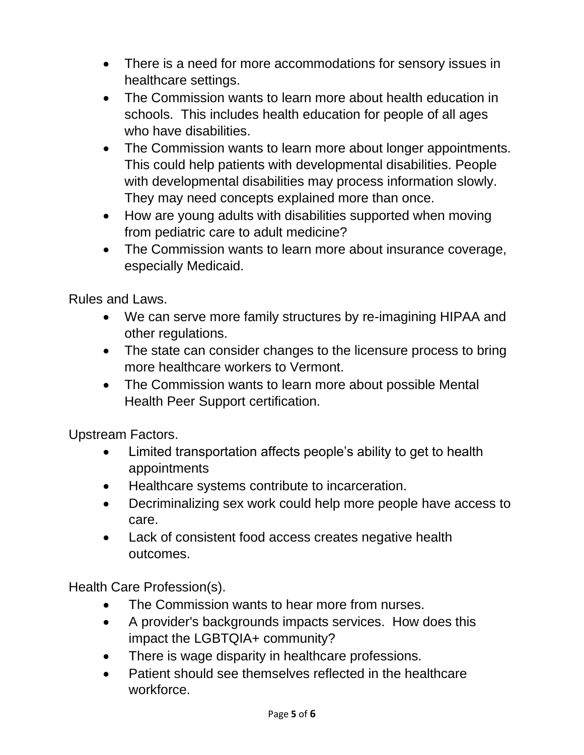- There is a need for more accommodations for sensory issues in healthcare settings.
- The Commission wants to learn more about health education in schools. This includes health education for people of all ages who have disabilities.
- The Commission wants to learn more about longer appointments. This could help patients with developmental disabilities. People with developmental disabilities may process information slowly. They may need concepts explained more than once.
- How are young adults with disabilities supported when moving from pediatric care to adult medicine?
- The Commission wants to learn more about insurance coverage, especially Medicaid.

Rules and Laws.

- We can serve more family structures by re-imagining HIPAA and other regulations.
- The state can consider changes to the licensure process to bring more healthcare workers to Vermont.
- The Commission wants to learn more about possible Mental Health Peer Support certification.

Upstream Factors.

- Limited transportation affects people's ability to get to health appointments
- Healthcare systems contribute to incarceration.
- Decriminalizing sex work could help more people have access to care.
- Lack of consistent food access creates negative health outcomes.

Health Care Profession(s).

- The Commission wants to hear more from nurses.
- A provider's backgrounds impacts services. How does this impact the LGBTQIA+ community?
- There is wage disparity in healthcare professions.
- Patient should see themselves reflected in the healthcare workforce.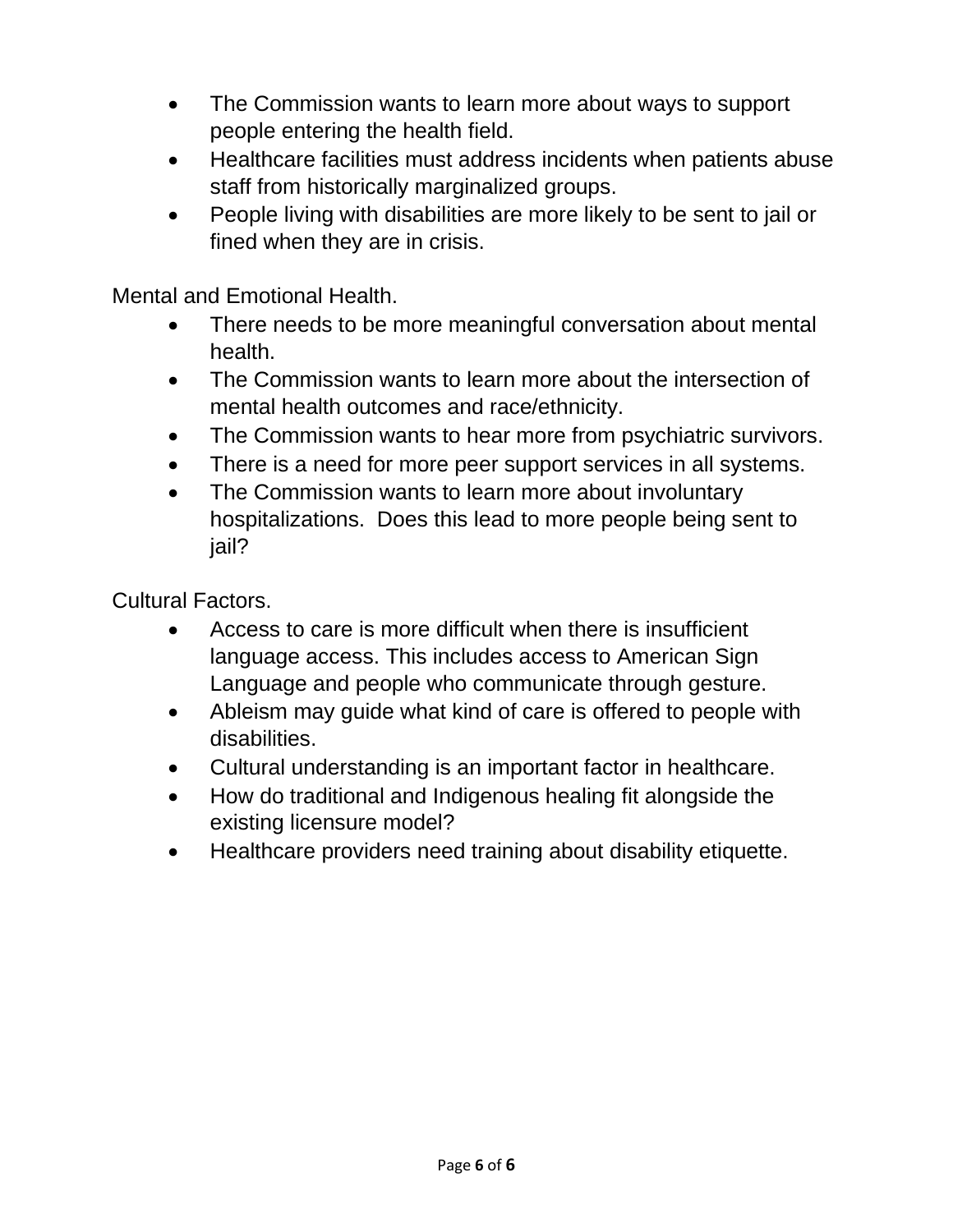- The Commission wants to learn more about ways to support people entering the health field.
- Healthcare facilities must address incidents when patients abuse staff from historically marginalized groups.
- People living with disabilities are more likely to be sent to jail or fined when they are in crisis.

Mental and Emotional Health.

- There needs to be more meaningful conversation about mental health.
- The Commission wants to learn more about the intersection of mental health outcomes and race/ethnicity.
- The Commission wants to hear more from psychiatric survivors.
- There is a need for more peer support services in all systems.
- The Commission wants to learn more about involuntary hospitalizations. Does this lead to more people being sent to jail?

Cultural Factors.

- Access to care is more difficult when there is insufficient language access. This includes access to American Sign Language and people who communicate through gesture.
- Ableism may guide what kind of care is offered to people with disabilities.
- Cultural understanding is an important factor in healthcare.
- How do traditional and Indigenous healing fit alongside the existing licensure model?
- Healthcare providers need training about disability etiquette.